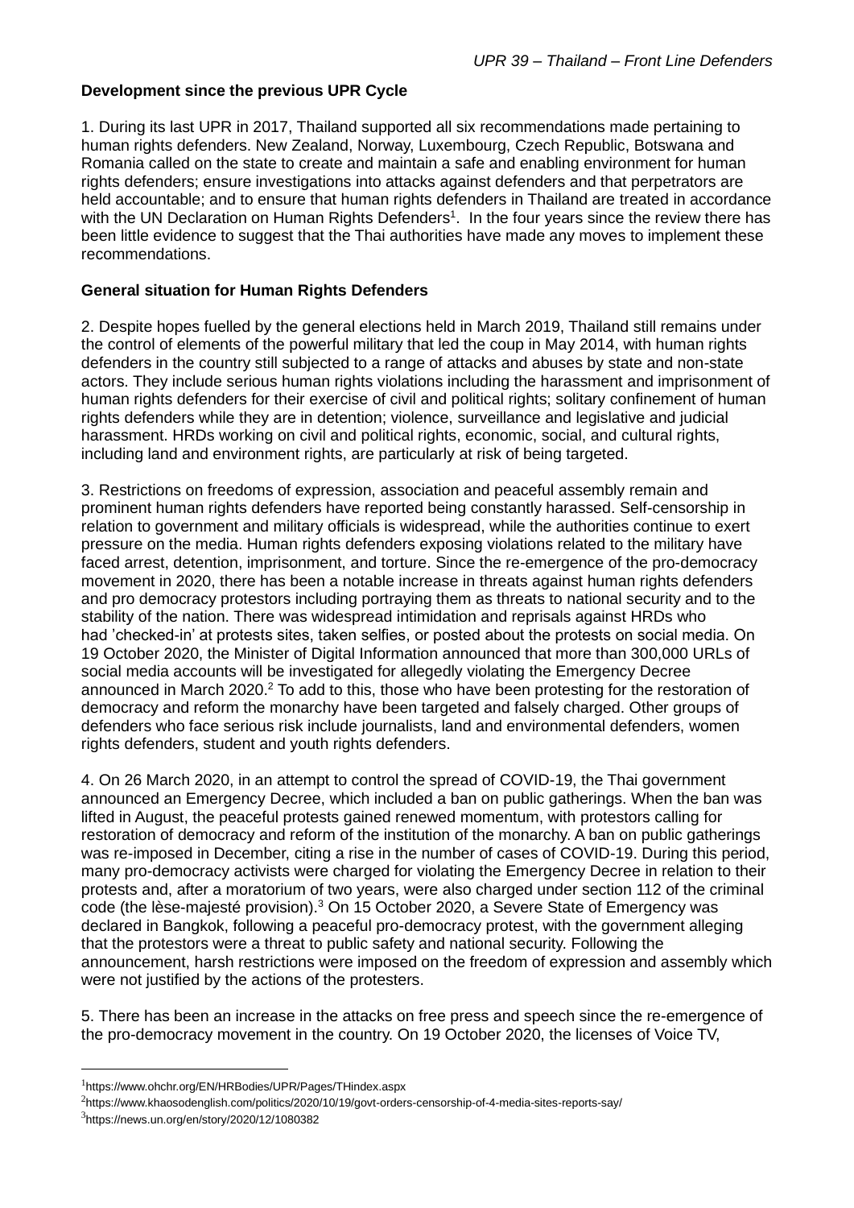**Development since the previous UPR Cycle**

1. During its last UPR in 2017, Thailand supported all six recommendations made pertaining to human rights defenders. New Zealand, Norway, Luxembourg, Czech Republic, Botswana and Romania called on the state to create and maintain a safe and enabling environment for human rights defenders; ensure investigations into attacks against defenders and that perpetrators are held accountable; and to ensure that human rights defenders in Thailand are treated in accordance with the UN Declaration on Human Rights Defenders[1]. In the four years since the review there has been little evidence to suggest that the Thai authorities have made any moves to implement these recommendations.

**General situation for Human Rights Defenders**

2. Despite hopes fuelled by the general elections held in March 2019, Thailand still remains under the control of elements of the powerful military that led the coup in May 2014, with human rights defenders in the country still subjected to a range of attacks and abuses by state and non-state actors. They include serious human rights violations including the harassment and imprisonment of human rights defenders for their exercise of civil and political rights; solitary confinement of human rights defenders while they are in detention; violence, surveillance and legislative and judicial harassment. HRDs working on civil and political rights, economic, social, and cultural rights, including land and environment rights, are particularly at risk of being targeted.

3. Restrictions on freedoms of expression, association and peaceful assembly remain and prominent human rights defenders have reported being constantly harassed. Self-censorship in relation to government and military officials is widespread, while the authorities continue to exert pressure on the media. Human rights defenders exposing violations related to the military have faced arrest, detention, imprisonment, and torture. Since the re-emergence of the pro-democracy movement in 2020, there has been a notable increase in threats against human rights defenders and pro democracy protestors including portraying them as threats to national security and to the stability of the nation. There was widespread intimidation and reprisals against HRDs who had 'checked-in' at protests sites, taken selfies, or posted about the protests on social media. On 19 October 2020, the Minister of Digital Information announced that more than 300,000 URLs of social media accounts will be investigated for allegedly violating the Emergency Decree announced in March 2020.[2] To add to this, those who have been protesting for the restoration of democracy and reform the monarchy have been targeted and falsely charged. Other groups of defenders who face serious risk include journalists, land and environmental defenders, women rights defenders, student and youth rights defenders.

4. On 26 March 2020, in an attempt to control the spread of COVID-19, the Thai government announced an Emergency Decree, which included a ban on public gatherings. When the ban was lifted in August, the peaceful protests gained renewed momentum, with protestors calling for restoration of democracy and reform of the institution of the monarchy. A ban on public gatherings was re-imposed in December, citing a rise in the number of cases of COVID-19. During this period, many pro-democracy activists were charged for violating the Emergency Decree in relation to their protests and, after a moratorium of two years, were also charged under section 112 of the criminal code (the lèse-majesté provision).[3] On 15 October 2020, a Severe State of Emergency was declared in Bangkok, following a peaceful pro-democracy protest, with the government alleging that the protestors were a threat to public safety and national security. Following the announcement, harsh restrictions were imposed on the freedom of expression and assembly which were not justified by the actions of the protesters.

5. There has been an increase in the attacks on free press and speech since the re-emergence of the pro-democracy movement in the country. On 19 October 2020, the licenses of Voice TV,

[1]https://www.ohchr.org/EN/HRBodies/UPR/Pages/THindex.aspx

[2]https://www.khaosodenglish.com/politics/2020/10/19/govt-orders-censorship-of-4-media-sites-reports-say/

[3]https://news.un.org/en/story/2020/12/1080382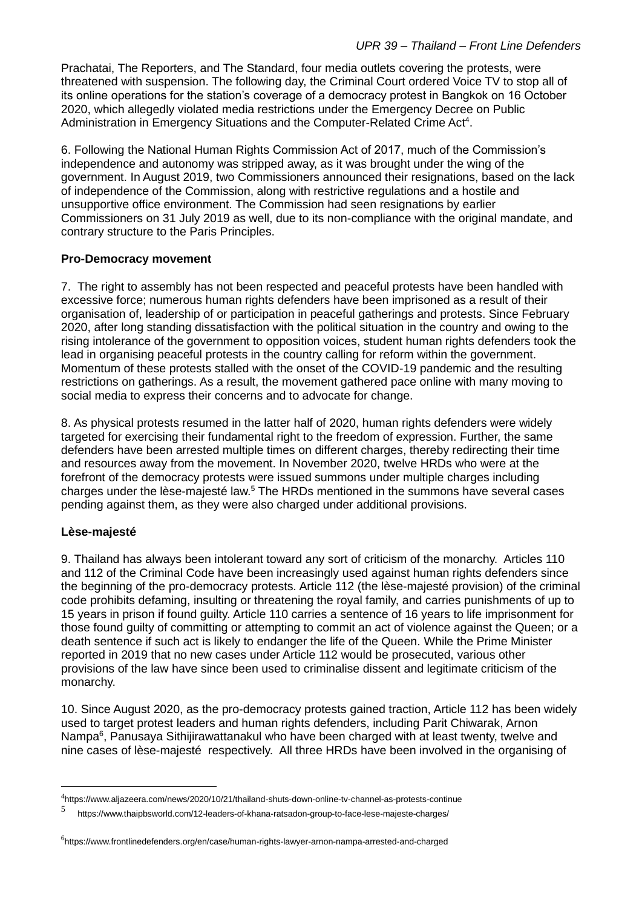Prachatai, The Reporters, and The Standard, four media outlets covering the protests, were threatened with suspension. The following day, the Criminal Court ordered Voice TV to stop all of its online operations for the station's coverage of a democracy protest in Bangkok on 16 October 2020, which allegedly violated media restrictions under the Emergency Decree on Public Administration in Emergency Situations and the Computer-Related Crime Act[4].

6. Following the National Human Rights Commission Act of 2017, much of the Commission's independence and autonomy was stripped away, as it was brought under the wing of the government. In August 2019, two Commissioners announced their resignations, based on the lack of independence of the Commission, along with restrictive regulations and a hostile and unsupportive office environment. The Commission had seen resignations by earlier Commissioners on 31 July 2019 as well, due to its non-compliance with the original mandate, and contrary structure to the Paris Principles.

**Pro-Democracy movement**

7. The right to assembly has not been respected and peaceful protests have been handled with excessive force; numerous human rights defenders have been imprisoned as a result of their organisation of, leadership of or participation in peaceful gatherings and protests. Since February 2020, after long standing dissatisfaction with the political situation in the country and owing to the rising intolerance of the government to opposition voices, student human rights defenders took the lead in organising peaceful protests in the country calling for reform within the government. Momentum of these protests stalled with the onset of the COVID-19 pandemic and the resulting restrictions on gatherings. As a result, the movement gathered pace online with many moving to social media to express their concerns and to advocate for change.

8. As physical protests resumed in the latter half of 2020, human rights defenders were widely targeted for exercising their fundamental right to the freedom of expression. Further, the same defenders have been arrested multiple times on different charges, thereby redirecting their time and resources away from the movement. In November 2020, twelve HRDs who were at the forefront of the democracy protests were issued summons under multiple charges including charges under the lèse-majesté law.[5] The HRDs mentioned in the summons have several cases pending against them, as they were also charged under additional provisions.

**Lèse-majesté**

9. Thailand has always been intolerant toward any sort of criticism of the monarchy. Articles 110 and 112 of the Criminal Code have been increasingly used against human rights defenders since the beginning of the pro-democracy protests. Article 112 (the lèse-majesté provision) of the criminal code prohibits defaming, insulting or threatening the royal family, and carries punishments of up to 15 years in prison if found guilty. Article 110 carries a sentence of 16 years to life imprisonment for those found guilty of committing or attempting to commit an act of violence against the Queen; or a death sentence if such act is likely to endanger the life of the Queen. While the Prime Minister reported in 2019 that no new cases under Article 112 would be prosecuted, various other provisions of the law have since been used to criminalise dissent and legitimate criticism of the monarchy.

10. Since August 2020, as the pro-democracy protests gained traction, Article 112 has been widely used to target protest leaders and human rights defenders, including Parit Chiwarak, Arnon Nampa[6], Panusaya Sithijirawattanakul who have been charged with at least twenty, twelve and nine cases of lèse-majesté respectively. All three HRDs have been involved in the organising of

---

[4] https://www.aljazeera.com/news/2020/10/21/thailand-shuts-down-online-tv-channel-as-protests-continue

[5] https://www.thaipbsworld.com/12-leaders-of-khana-ratsadon-group-to-face-lese-majeste-charges/

[6] https://www.frontlinedefenders.org/en/case/human-rights-lawyer-arnon-nampa-arrested-and-charged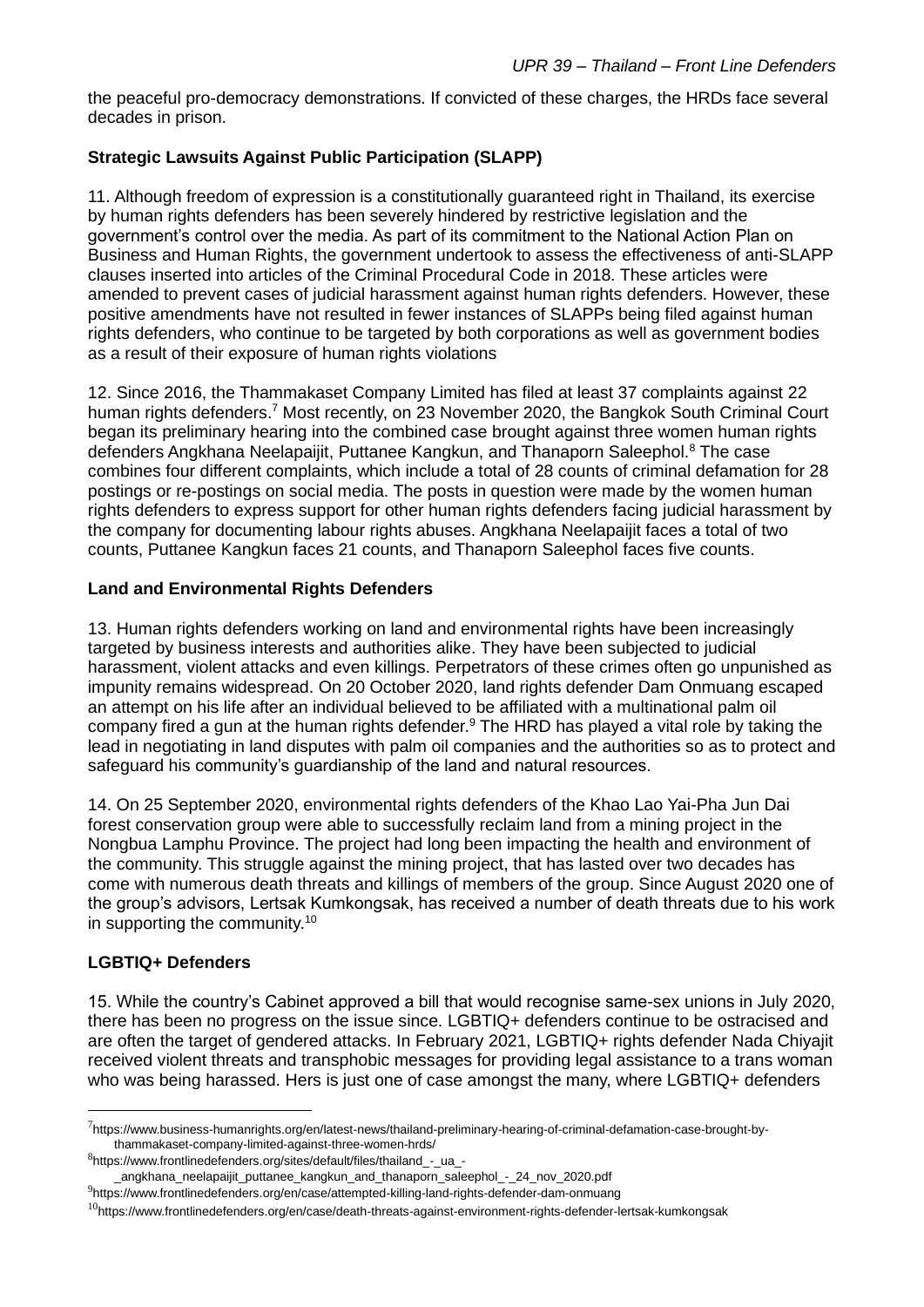the peaceful pro-democracy demonstrations. If convicted of these charges, the HRDs face several decades in prison.

**Strategic Lawsuits Against Public Participation (SLAPP)**

11. Although freedom of expression is a constitutionally guaranteed right in Thailand, its exercise by human rights defenders has been severely hindered by restrictive legislation and the government's control over the media. As part of its commitment to the National Action Plan on Business and Human Rights, the government undertook to assess the effectiveness of anti-SLAPP clauses inserted into articles of the Criminal Procedural Code in 2018. These articles were amended to prevent cases of judicial harassment against human rights defenders. However, these positive amendments have not resulted in fewer instances of SLAPPs being filed against human rights defenders, who continue to be targeted by both corporations as well as government bodies as a result of their exposure of human rights violations

12. Since 2016, the Thammakaset Company Limited has filed at least 37 complaints against 22 human rights defenders.[7] Most recently, on 23 November 2020, the Bangkok South Criminal Court began its preliminary hearing into the combined case brought against three women human rights defenders Angkhana Neelapaijit, Puttanee Kangkun, and Thanaporn Saleephol.[8] The case combines four different complaints, which include a total of 28 counts of criminal defamation for 28 postings or re-postings on social media. The posts in question were made by the women human rights defenders to express support for other human rights defenders facing judicial harassment by the company for documenting labour rights abuses. Angkhana Neelapaijit faces a total of two counts, Puttanee Kangkun faces 21 counts, and Thanaporn Saleephol faces five counts.

**Land and Environmental Rights Defenders**

13. Human rights defenders working on land and environmental rights have been increasingly targeted by business interests and authorities alike. They have been subjected to judicial harassment, violent attacks and even killings. Perpetrators of these crimes often go unpunished as impunity remains widespread. On 20 October 2020, land rights defender Dam Onmuang escaped an attempt on his life after an individual believed to be affiliated with a multinational palm oil company fired a gun at the human rights defender.[9] The HRD has played a vital role by taking the lead in negotiating in land disputes with palm oil companies and the authorities so as to protect and safeguard his community's guardianship of the land and natural resources.

14. On 25 September 2020, environmental rights defenders of the Khao Lao Yai-Pha Jun Dai forest conservation group were able to successfully reclaim land from a mining project in the Nongbua Lamphu Province. The project had long been impacting the health and environment of the community. This struggle against the mining project, that has lasted over two decades has come with numerous death threats and killings of members of the group. Since August 2020 one of the group's advisors, Lertsak Kumkongsak, has received a number of death threats due to his work in supporting the community.[10]

**LGBTIQ+ Defenders**

15. While the country's Cabinet approved a bill that would recognise same-sex unions in July 2020, there has been no progress on the issue since. LGBTIQ+ defenders continue to be ostracised and are often the target of gendered attacks. In February 2021, LGBTIQ+ rights defender Nada Chiyajit received violent threats and transphobic messages for providing legal assistance to a trans woman who was being harassed. Hers is just one of case amongst the many, where LGBTIQ+ defenders

---

[7] https://www.business-humanrights.org/en/latest-news/thailand-preliminary-hearing-of-criminal-defamation-case-brought-by-thammakaset-company-limited-against-three-women-hrds/

[8] https://www.frontlinedefenders.org/sites/default/files/thailand_-_ua_-_angkhana_neelapaijit_puttanee_kangkun_and_thanaporn_saleephol_-_24_nov_2020.pdf

[9] https://www.frontlinedefenders.org/en/case/attempted-killing-land-rights-defender-dam-onmuang

[10] https://www.frontlinedefenders.org/en/case/death-threats-against-environment-rights-defender-lertsak-kumkongsak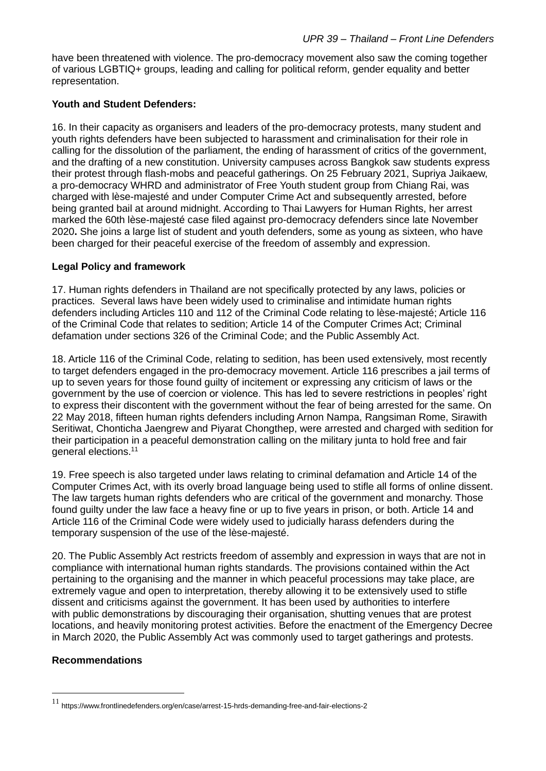have been threatened with violence. The pro-democracy movement also saw the coming together of various LGBTIQ+ groups, leading and calling for political reform, gender equality and better representation.

**Youth and Student Defenders:**

16. In their capacity as organisers and leaders of the pro-democracy protests, many student and youth rights defenders have been subjected to harassment and criminalisation for their role in calling for the dissolution of the parliament, the ending of harassment of critics of the government, and the drafting of a new constitution. University campuses across Bangkok saw students express their protest through flash-mobs and peaceful gatherings. On 25 February 2021, Supriya Jaikaew, a pro-democracy WHRD and administrator of Free Youth student group from Chiang Rai, was charged with lèse-majesté and under Computer Crime Act and subsequently arrested, before being granted bail at around midnight. According to Thai Lawyers for Human Rights, her arrest marked the 60th lèse-majesté case filed against pro-democracy defenders since late November 2020**.** She joins a large list of student and youth defenders, some as young as sixteen, who have been charged for their peaceful exercise of the freedom of assembly and expression.

**Legal Policy and framework**

17. Human rights defenders in Thailand are not specifically protected by any laws, policies or practices. Several laws have been widely used to criminalise and intimidate human rights defenders including Articles 110 and 112 of the Criminal Code relating to lèse-majesté; Article 116 of the Criminal Code that relates to sedition; Article 14 of the Computer Crimes Act; Criminal defamation under sections 326 of the Criminal Code; and the Public Assembly Act.

18. Article 116 of the Criminal Code, relating to sedition, has been used extensively, most recently to target defenders engaged in the pro-democracy movement. Article 116 prescribes a jail terms of up to seven years for those found guilty of incitement or expressing any criticism of laws or the government by the use of coercion or violence. This has led to severe restrictions in peoples' right to express their discontent with the government without the fear of being arrested for the same. On 22 May 2018, fifteen human rights defenders including Arnon Nampa, Rangsiman Rome, Sirawith Seritiwat, Chonticha Jaengrew and Piyarat Chongthep, were arrested and charged with sedition for their participation in a peaceful demonstration calling on the military junta to hold free and fair general elections.[11]

19. Free speech is also targeted under laws relating to criminal defamation and Article 14 of the Computer Crimes Act, with its overly broad language being used to stifle all forms of online dissent. The law targets human rights defenders who are critical of the government and monarchy. Those found guilty under the law face a heavy fine or up to five years in prison, or both. Article 14 and Article 116 of the Criminal Code were widely used to judicially harass defenders during the temporary suspension of the use of the lèse-majesté.

20. The Public Assembly Act restricts freedom of assembly and expression in ways that are not in compliance with international human rights standards. The provisions contained within the Act pertaining to the organising and the manner in which peaceful processions may take place, are extremely vague and open to interpretation, thereby allowing it to be extensively used to stifle dissent and criticisms against the government. It has been used by authorities to interfere with public demonstrations by discouraging their organisation, shutting venues that are protest locations, and heavily monitoring protest activities. Before the enactment of the Emergency Decree in March 2020, the Public Assembly Act was commonly used to target gatherings and protests.

**Recommendations**

[11] https://www.frontlinedefenders.org/en/case/arrest-15-hrds-demanding-free-and-fair-elections-2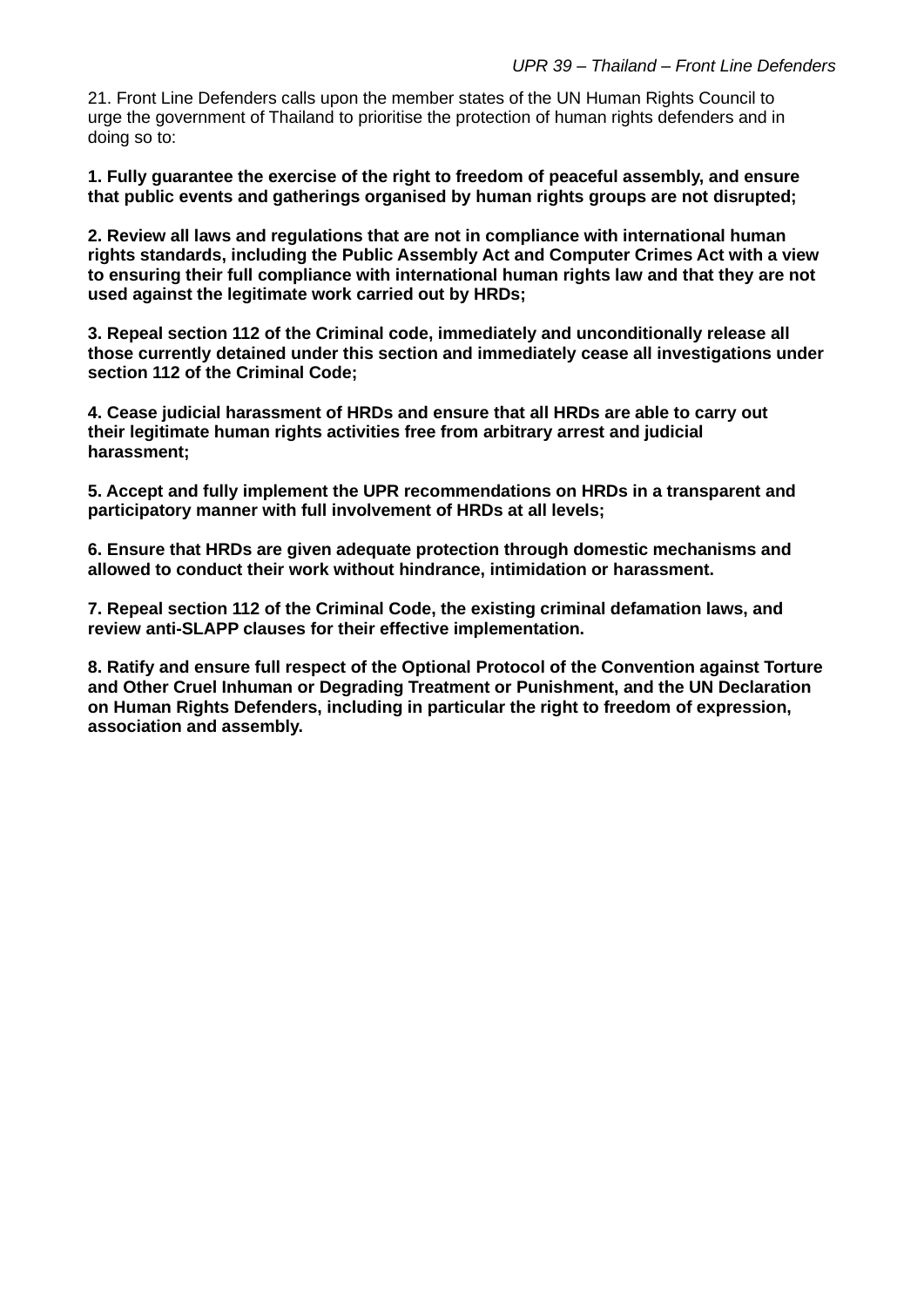21. Front Line Defenders calls upon the member states of the UN Human Rights Council to urge the government of Thailand to prioritise the protection of human rights defenders and in doing so to:

**1. Fully guarantee the exercise of the right to freedom of peaceful assembly, and ensure that public events and gatherings organised by human rights groups are not disrupted;**

**2. Review all laws and regulations that are not in compliance with international human rights standards, including the Public Assembly Act and Computer Crimes Act with a view to ensuring their full compliance with international human rights law and that they are not used against the legitimate work carried out by HRDs;**

**3. Repeal section 112 of the Criminal code, immediately and unconditionally release all those currently detained under this section and immediately cease all investigations under section 112 of the Criminal Code;**

**4. Cease judicial harassment of HRDs and ensure that all HRDs are able to carry out their legitimate human rights activities free from arbitrary arrest and judicial harassment;**

**5. Accept and fully implement the UPR recommendations on HRDs in a transparent and participatory manner with full involvement of HRDs at all levels;**

**6. Ensure that HRDs are given adequate protection through domestic mechanisms and allowed to conduct their work without hindrance, intimidation or harassment.**

**7. Repeal section 112 of the Criminal Code, the existing criminal defamation laws, and review anti-SLAPP clauses for their effective implementation.**

**8. Ratify and ensure full respect of the Optional Protocol of the Convention against Torture and Other Cruel Inhuman or Degrading Treatment or Punishment, and the UN Declaration on Human Rights Defenders, including in particular the right to freedom of expression, association and assembly.**